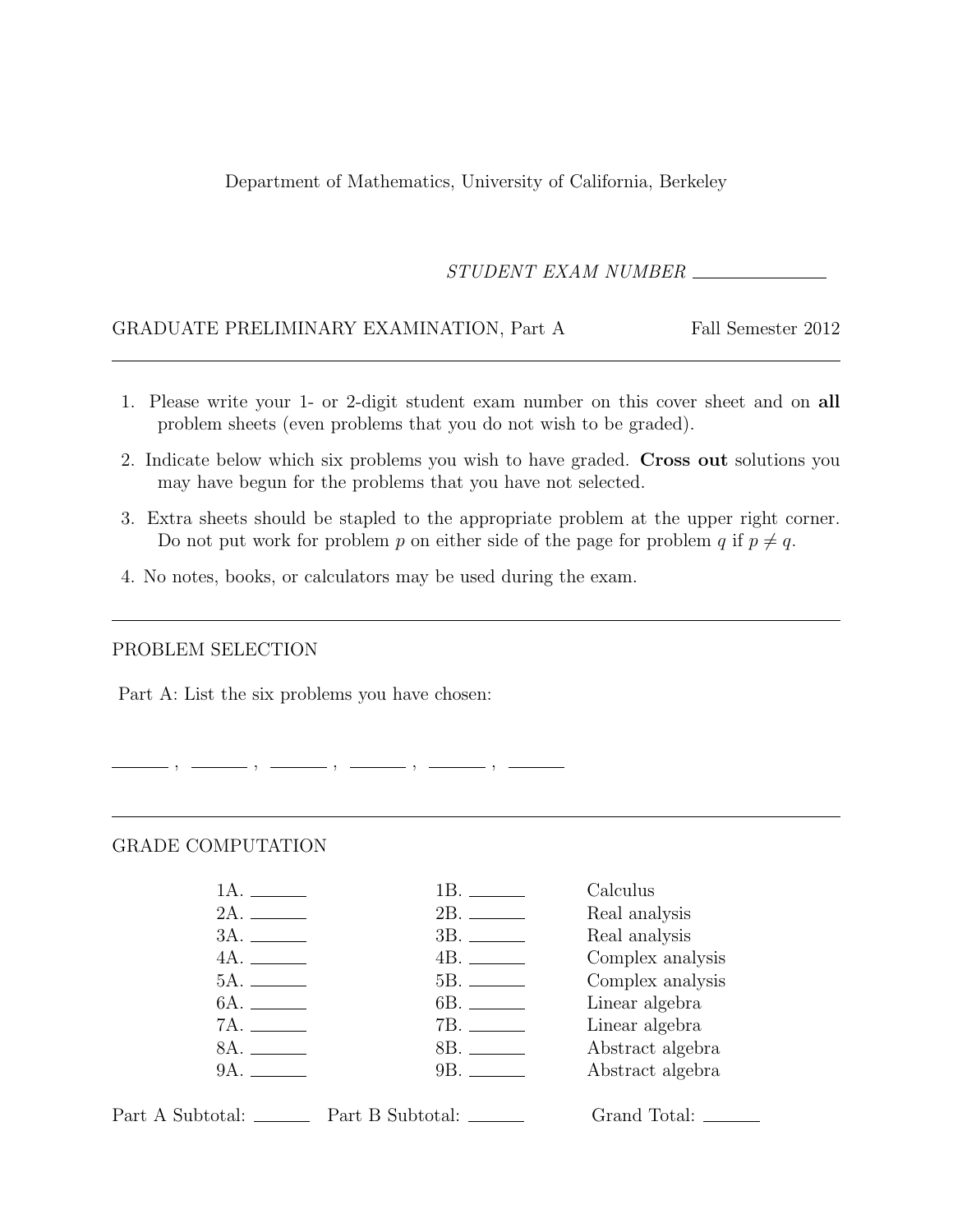Department of Mathematics, University of California, Berkeley

*STUDENT EXAM NUMBER* \_\_\_\_\_\_\_\_\_\_\_\_\_\_

GRADUATE PRELIMINARY EXAMINATION, Part A — Fall Semester 2012

---

1. Please write your 1- or 2-digit student exam number on this cover sheet and on **all** problem sheets (even problems that you do not wish to be graded).
2. Indicate below which six problems you wish to have graded. **Cross out** solutions you may have begun for the problems that you have not selected.
3. Extra sheets should be stapled to the appropriate problem at the upper right corner. Do not put work for problem $p$ on either side of the page for problem $q$ if $p \neq q$.
4. No notes, books, or calculators may be used during the exam.

---

PROBLEM SELECTION

Part A: List the six problems you have chosen:

\_\_\_\_\_\_ , \_\_\_\_\_\_ , \_\_\_\_\_\_ , \_\_\_\_\_\_ , \_\_\_\_\_\_ , \_\_\_\_\_\_

---

GRADE COMPUTATION

| | | |
|---|---|---|
| 1A. \_\_\_\_\_\_ | 1B. \_\_\_\_\_\_ | Calculus |
| 2A. \_\_\_\_\_\_ | 2B. \_\_\_\_\_\_ | Real analysis |
| 3A. \_\_\_\_\_\_ | 3B. \_\_\_\_\_\_ | Real analysis |
| 4A. \_\_\_\_\_\_ | 4B. \_\_\_\_\_\_ | Complex analysis |
| 5A. \_\_\_\_\_\_ | 5B. \_\_\_\_\_\_ | Complex analysis |
| 6A. \_\_\_\_\_\_ | 6B. \_\_\_\_\_\_ | Linear algebra |
| 7A. \_\_\_\_\_\_ | 7B. \_\_\_\_\_\_ | Linear algebra |
| 8A. \_\_\_\_\_\_ | 8B. \_\_\_\_\_\_ | Abstract algebra |
| 9A. \_\_\_\_\_\_ | 9B. \_\_\_\_\_\_ | Abstract algebra |

Part A Subtotal: \_\_\_\_\_\_ Part B Subtotal: \_\_\_\_\_\_ Grand Total: \_\_\_\_\_\_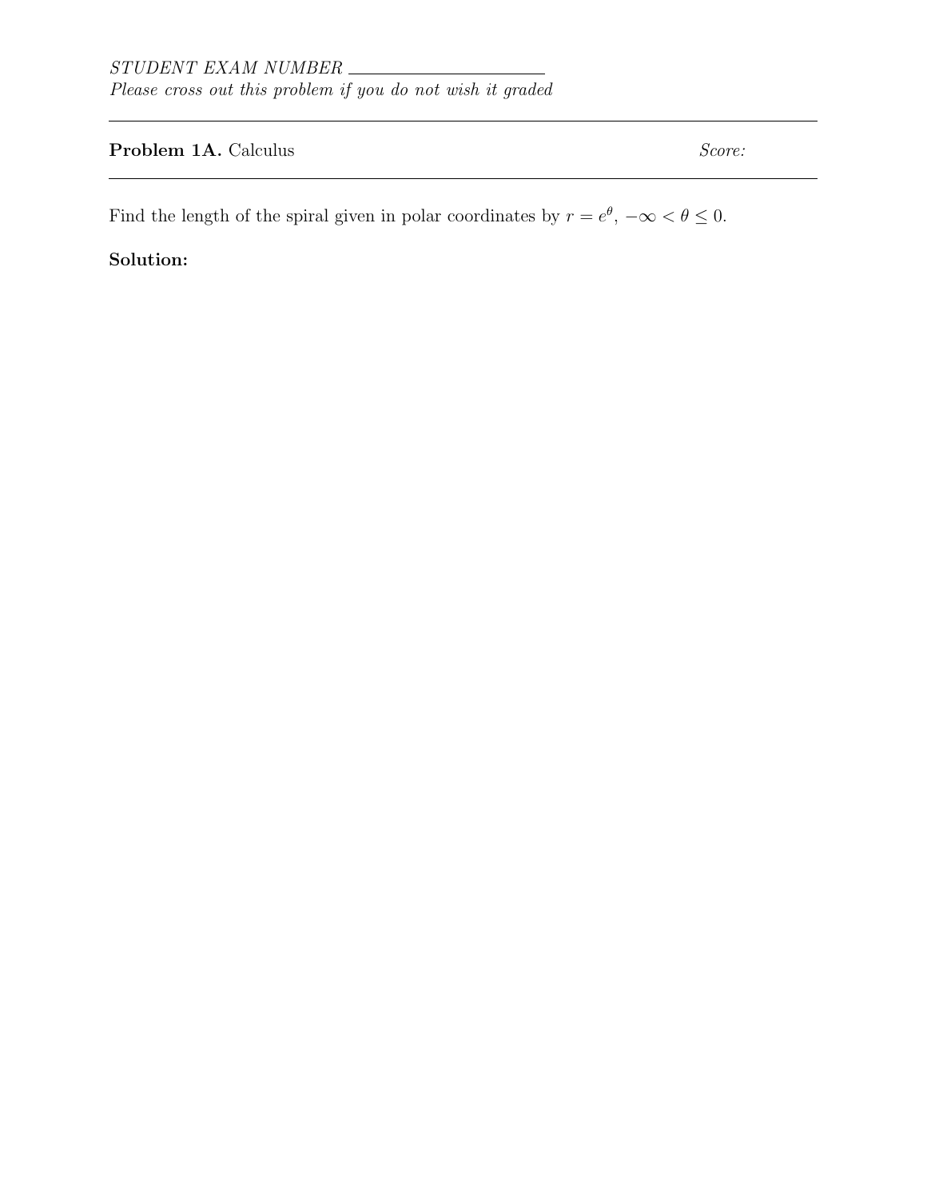*STUDENT EXAM NUMBER* \_\_\_\_\_\_\_\_\_\_\_\_\_\_\_\_\_\_\_\_

*Please cross out this problem if you do not wish it graded*

---

**Problem 1A.** Calculus *Score:*

---

Find the length of the spiral given in polar coordinates by $r = e^{\theta}$, $-\infty < \theta \leq 0$.

**Solution:**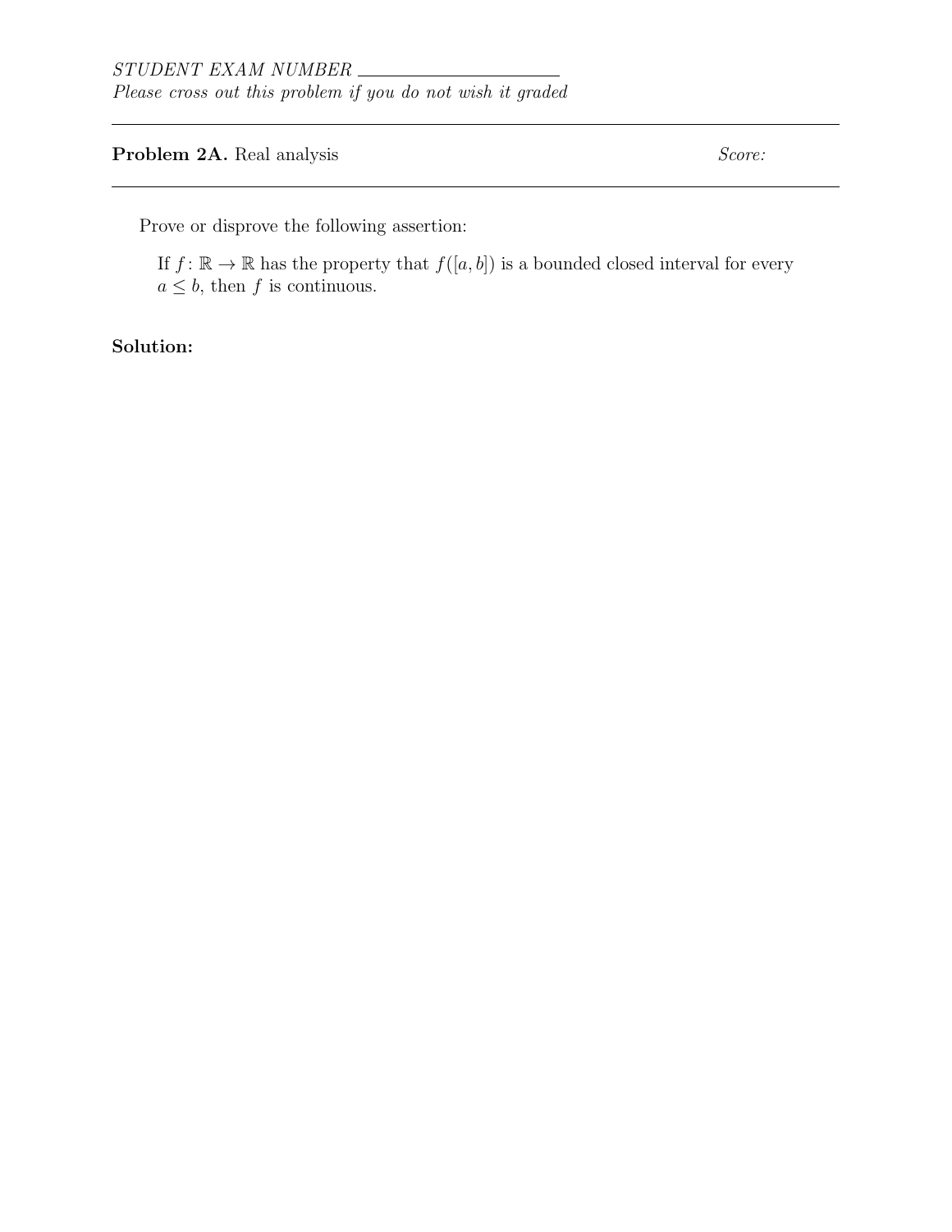*STUDENT EXAM NUMBER* \_\_\_\_\_\_\_\_\_\_\_\_\_\_\_\_\_\_\_\_

*Please cross out this problem if you do not wish it graded*

---

**Problem 2A.** Real analysis *Score:*

---

Prove or disprove the following assertion:

> If $f\colon \mathbb{R} \to \mathbb{R}$ has the property that $f([a, b])$ is a bounded closed interval for every $a \leq b$, then $f$ is continuous.

**Solution:**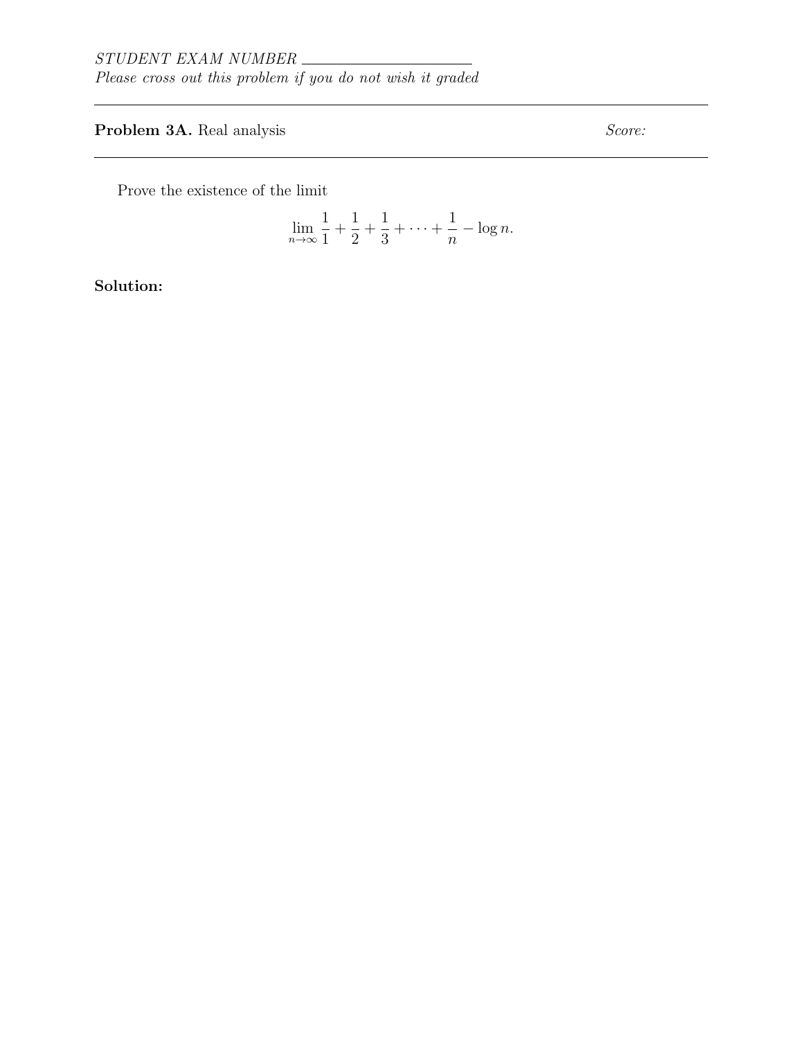*STUDENT EXAM NUMBER* \_\_\_\_\_\_\_\_\_\_\_\_\_\_\_\_\_\_\_\_

*Please cross out this problem if you do not wish it graded*

---

**Problem 3A.** Real analysis *Score:*

---

Prove the existence of the limit

$$\lim_{n\to\infty} \frac{1}{1} + \frac{1}{2} + \frac{1}{3} + \cdots + \frac{1}{n} - \log n.$$

**Solution:**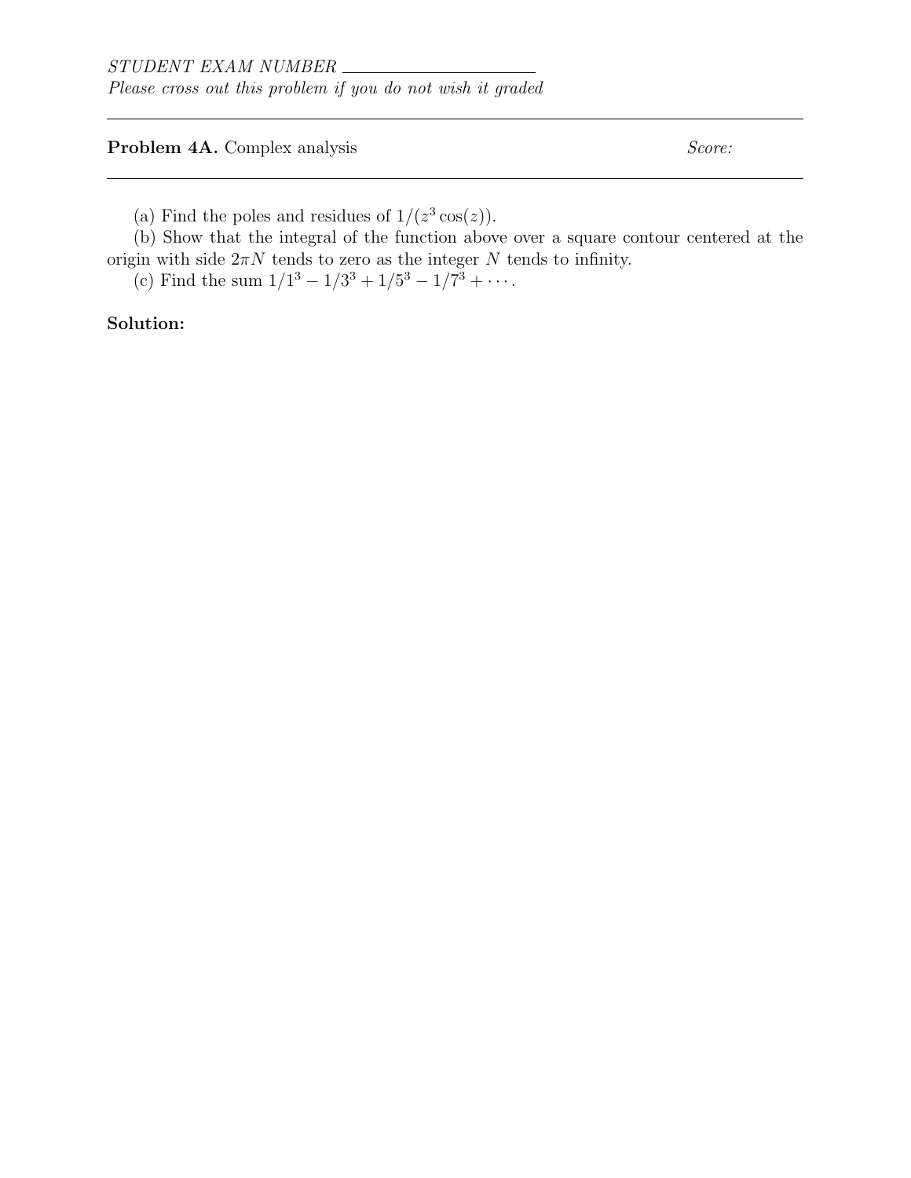STUDENT EXAM NUMBER ____________________

*Please cross out this problem if you do not wish it graded*

---

**Problem 4A.** Complex analysis *Score:*

---

(a) Find the poles and residues of $1/(z^3 \cos(z))$.

(b) Show that the integral of the function above over a square contour centered at the origin with side $2\pi N$ tends to zero as the integer $N$ tends to infinity.

(c) Find the sum $1/1^3 - 1/3^3 + 1/5^3 - 1/7^3 + \cdots$.

**Solution:**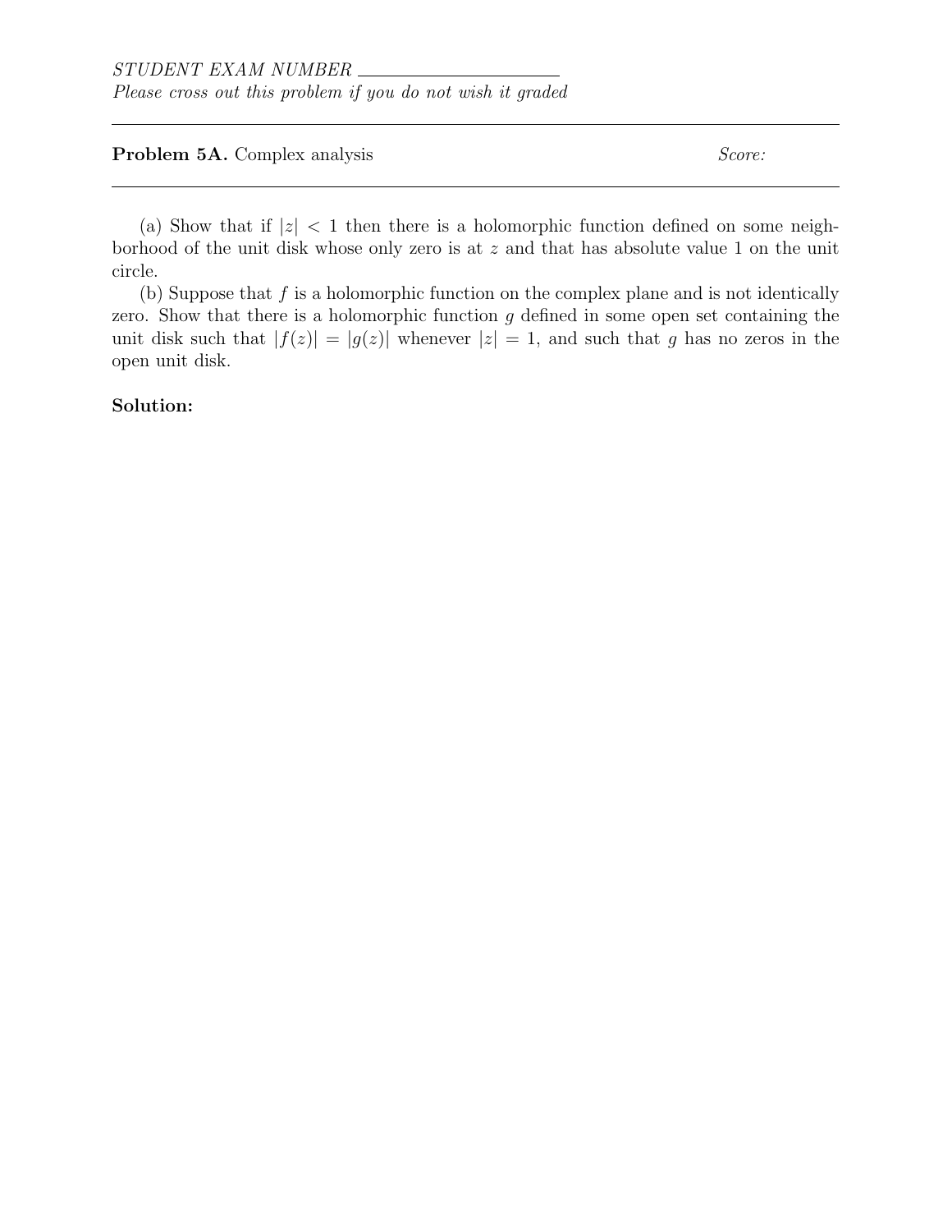*STUDENT EXAM NUMBER* \_\_\_\_\_\_\_\_\_\_\_\_\_\_\_\_\_\_\_\_

*Please cross out this problem if you do not wish it graded*

---

**Problem 5A.** Complex analysis *Score:*

---

(a) Show that if $|z| < 1$ then there is a holomorphic function defined on some neighborhood of the unit disk whose only zero is at $z$ and that has absolute value 1 on the unit circle.

(b) Suppose that $f$ is a holomorphic function on the complex plane and is not identically zero. Show that there is a holomorphic function $g$ defined in some open set containing the unit disk such that $|f(z)| = |g(z)|$ whenever $|z| = 1$, and such that $g$ has no zeros in the open unit disk.

**Solution:**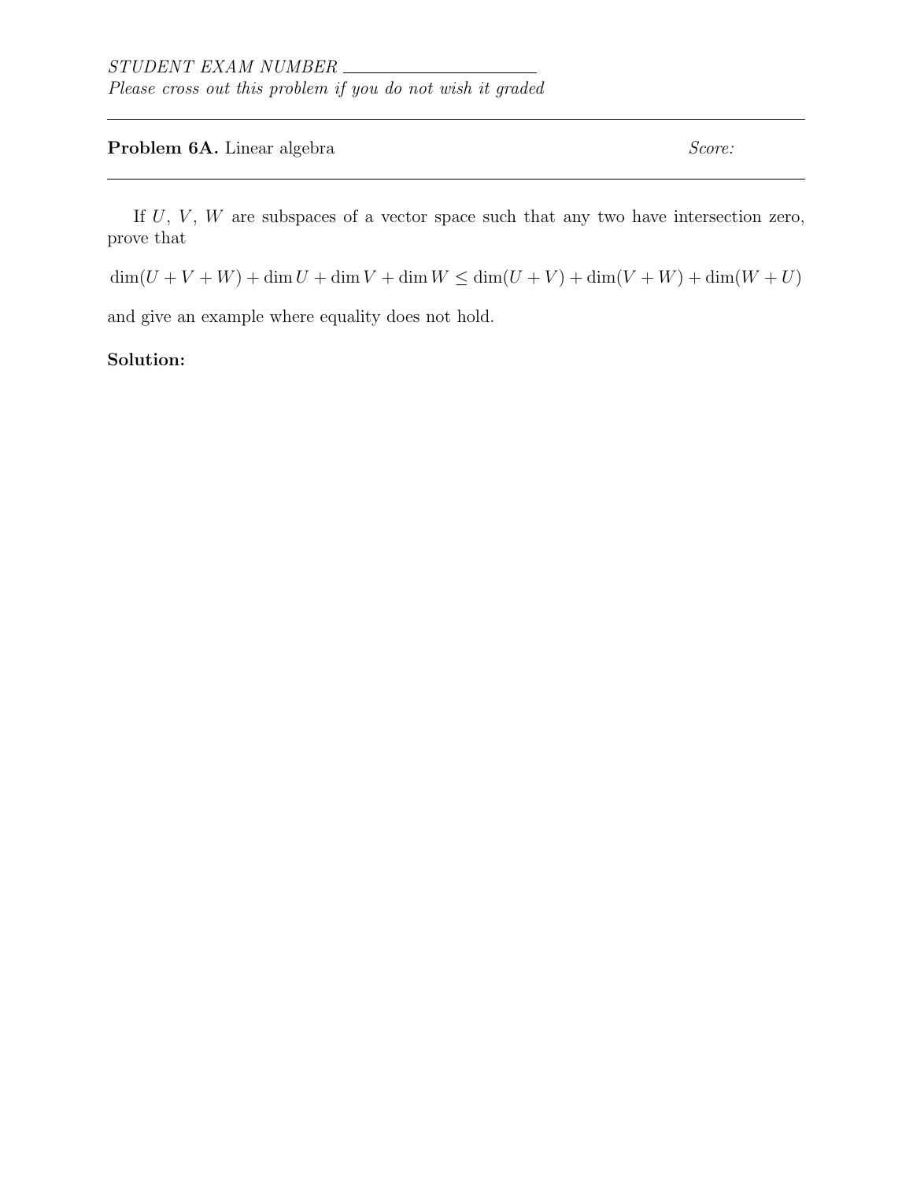*STUDENT EXAM NUMBER* \_\_\_\_\_\_\_\_\_\_\_\_\_\_\_\_\_\_\_\_\_\_

*Please cross out this problem if you do not wish it graded*

---

**Problem 6A.** Linear algebra *Score:*

---

If $U$, $V$, $W$ are subspaces of a vector space such that any two have intersection zero, prove that

$$\dim(U + V + W) + \dim U + \dim V + \dim W \leq \dim(U + V) + \dim(V + W) + \dim(W + U)$$

and give an example where equality does not hold.

**Solution:**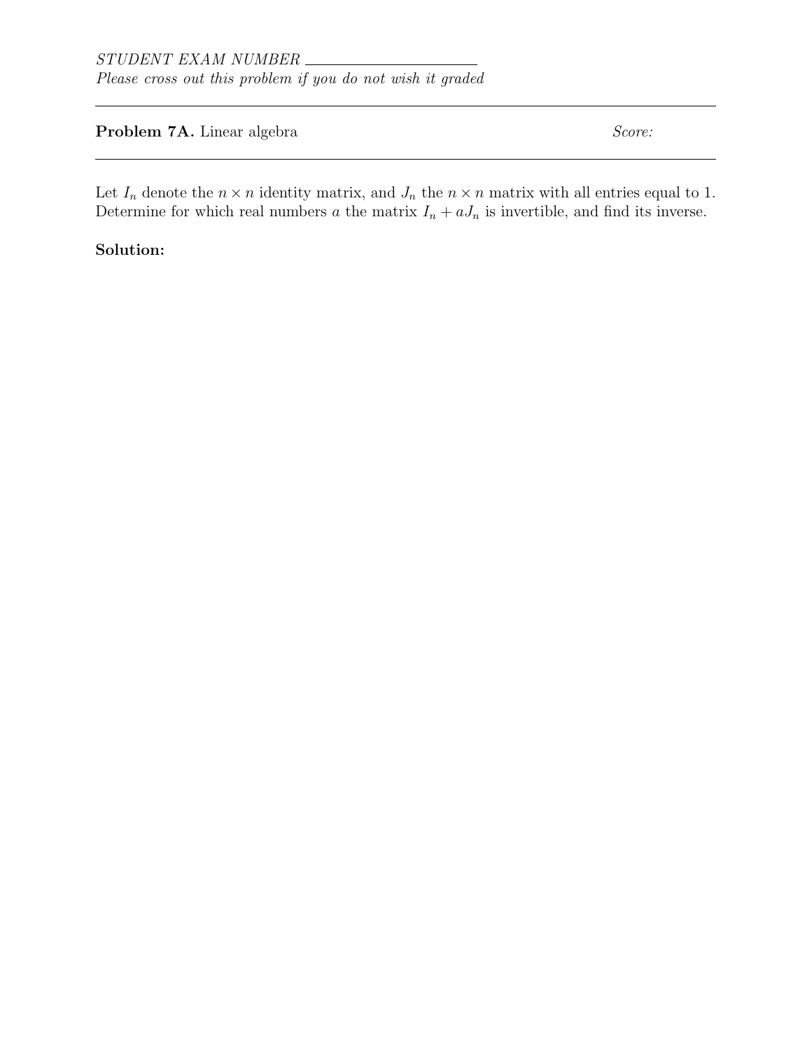*STUDENT EXAM NUMBER* \_\_\_\_\_\_\_\_\_\_\_\_\_\_\_\_\_\_\_\_

*Please cross out this problem if you do not wish it graded*

---

**Problem 7A.** Linear algebra *Score:*

---

Let $I_n$ denote the $n \times n$ identity matrix, and $J_n$ the $n \times n$ matrix with all entries equal to 1. Determine for which real numbers $a$ the matrix $I_n + aJ_n$ is invertible, and find its inverse.

**Solution:**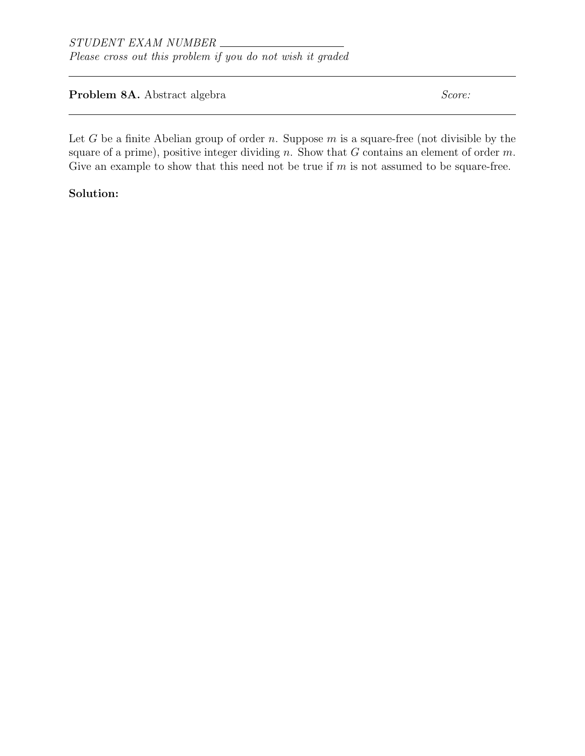STUDENT EXAM NUMBER ____________________

*Please cross out this problem if you do not wish it graded*

---

**Problem 8A.** Abstract algebra *Score:*

---

Let $G$ be a finite Abelian group of order $n$. Suppose $m$ is a square-free (not divisible by the square of a prime), positive integer dividing $n$. Show that $G$ contains an element of order $m$. Give an example to show that this need not be true if $m$ is not assumed to be square-free.

**Solution:**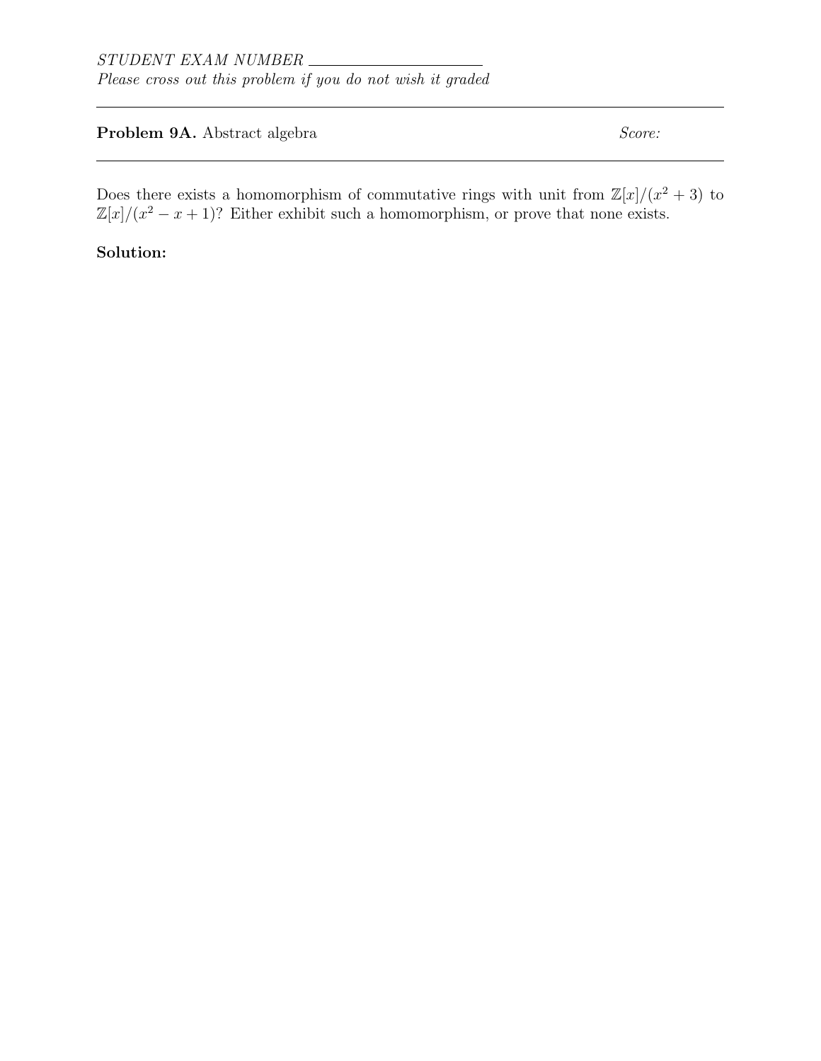*STUDENT EXAM NUMBER* \_\_\_\_\_\_\_\_\_\_\_\_\_\_\_\_\_\_\_\_

*Please cross out this problem if you do not wish it graded*

---

**Problem 9A.** Abstract algebra *Score:*

---

Does there exists a homomorphism of commutative rings with unit from $\mathbb{Z}[x]/(x^2+3)$ to $\mathbb{Z}[x]/(x^2-x+1)$? Either exhibit such a homomorphism, or prove that none exists.

**Solution:**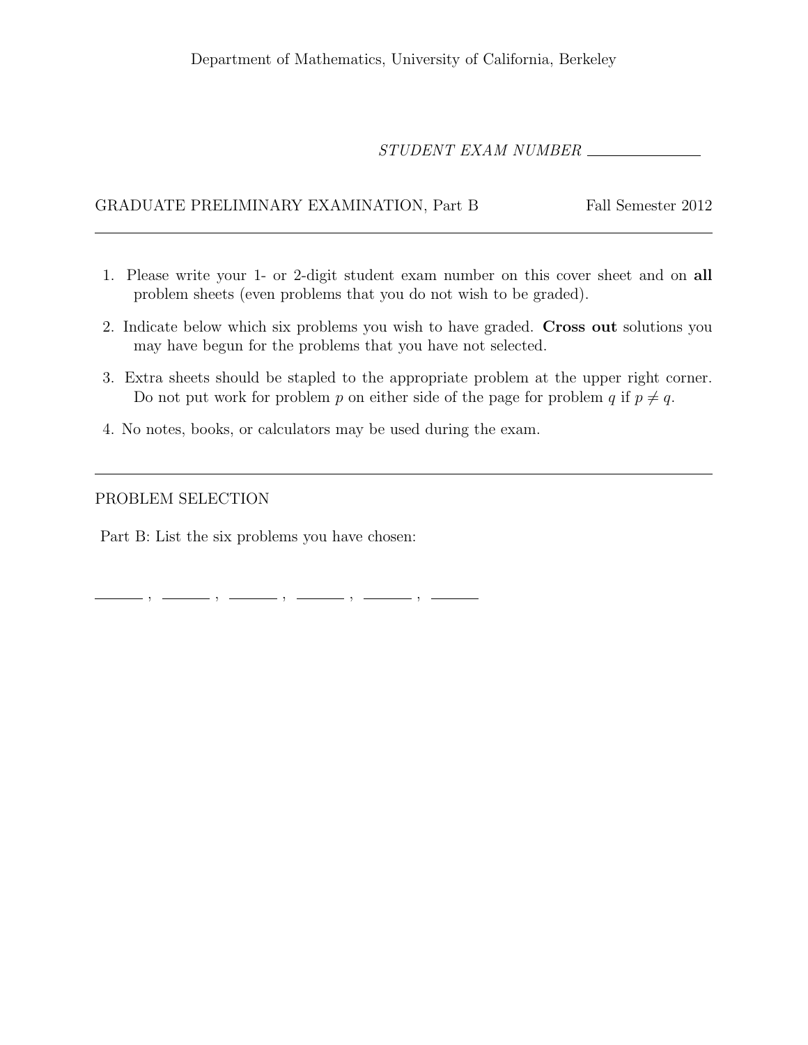Department of Mathematics, University of California, Berkeley

*STUDENT EXAM NUMBER* \_\_\_\_\_\_\_\_\_\_\_\_\_\_

GRADUATE PRELIMINARY EXAMINATION, Part B Fall Semester 2012

---

1. Please write your 1- or 2-digit student exam number on this cover sheet and on **all** problem sheets (even problems that you do not wish to be graded).
2. Indicate below which six problems you wish to have graded. **Cross out** solutions you may have begun for the problems that you have not selected.
3. Extra sheets should be stapled to the appropriate problem at the upper right corner. Do not put work for problem $p$ on either side of the page for problem $q$ if $p \neq q$.
4. No notes, books, or calculators may be used during the exam.

---

PROBLEM SELECTION

Part B: List the six problems you have chosen:

\_\_\_\_\_\_ , \_\_\_\_\_\_ , \_\_\_\_\_\_ , \_\_\_\_\_\_ , \_\_\_\_\_\_ , \_\_\_\_\_\_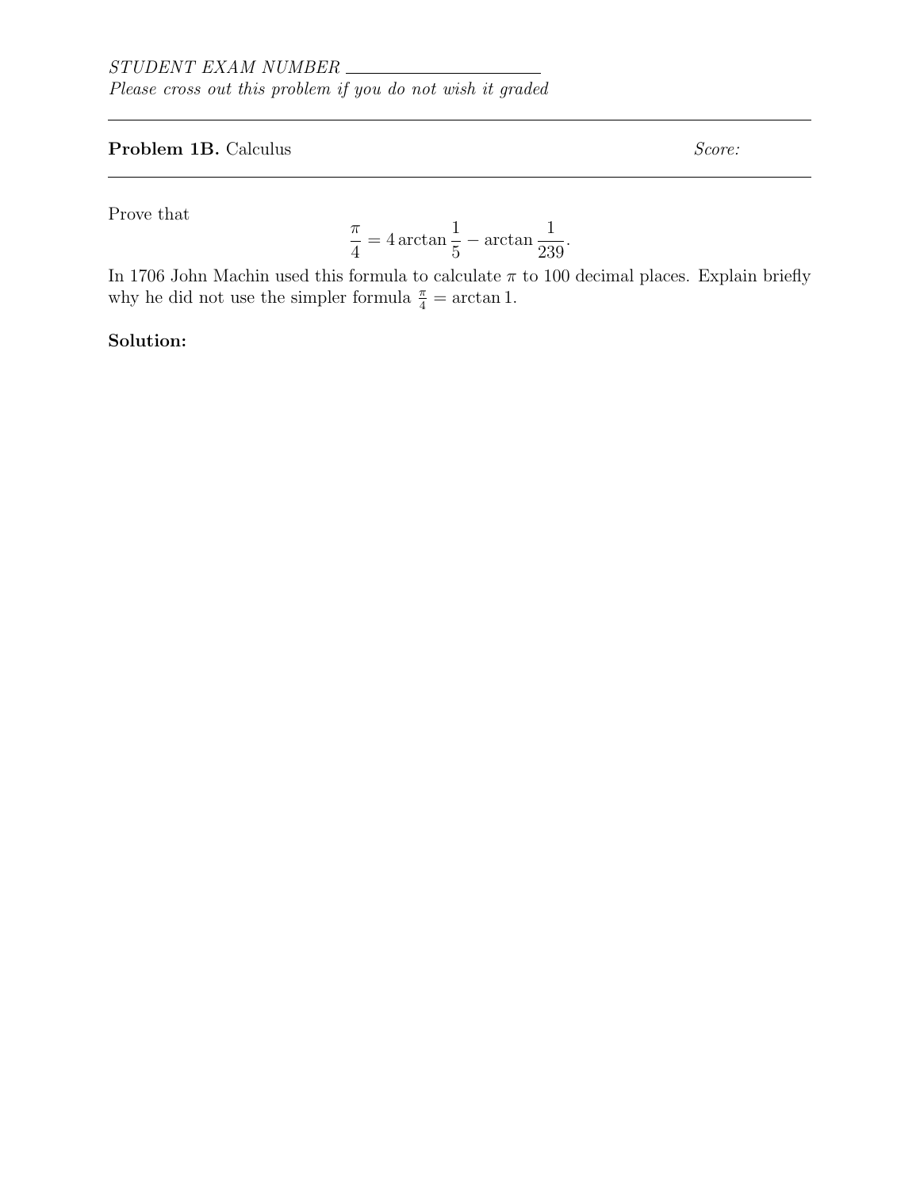*STUDENT EXAM NUMBER* \_\_\_\_\_\_\_\_\_\_\_\_\_\_\_\_\_\_\_\_

*Please cross out this problem if you do not wish it graded*

---

**Problem 1B.** Calculus *Score:*

---

Prove that

$$\frac{\pi}{4} = 4 \arctan \frac{1}{5} - \arctan \frac{1}{239}.$$

In 1706 John Machin used this formula to calculate $\pi$ to 100 decimal places. Explain briefly why he did not use the simpler formula $\frac{\pi}{4} = \arctan 1$.

**Solution:**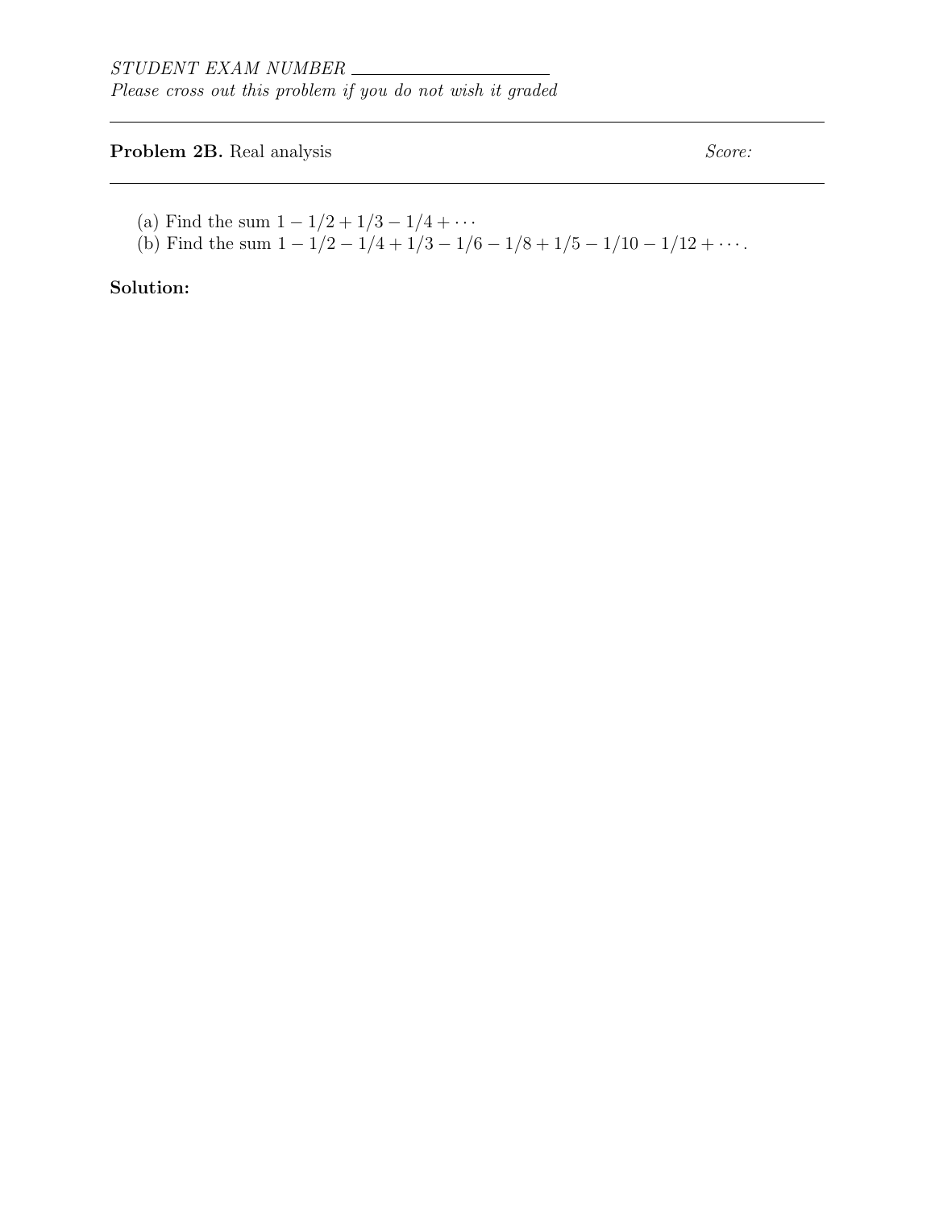*STUDENT EXAM NUMBER* ____________________

*Please cross out this problem if you do not wish it graded*

---

**Problem 2B.** Real analysis *Score:*

---

(a) Find the sum $1 - 1/2 + 1/3 - 1/4 + \cdots$

(b) Find the sum $1 - 1/2 - 1/4 + 1/3 - 1/6 - 1/8 + 1/5 - 1/10 - 1/12 + \cdots$.

**Solution:**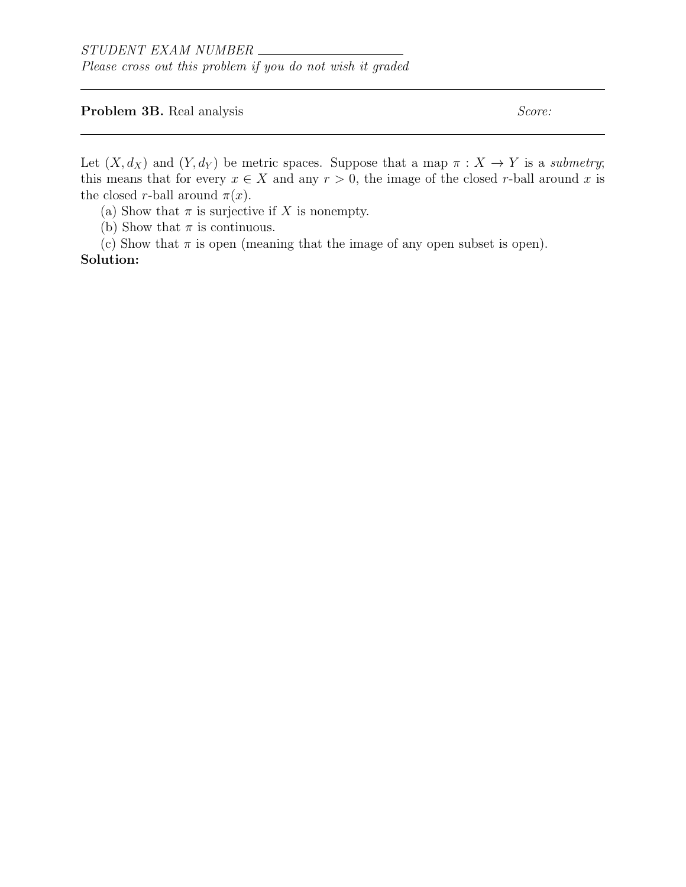*STUDENT EXAM NUMBER* \_\_\_\_\_\_\_\_\_\_\_\_\_\_\_\_\_\_\_\_

*Please cross out this problem if you do not wish it graded*

---

**Problem 3B.** Real analysis *Score:*

---

Let $(X, d_X)$ and $(Y, d_Y)$ be metric spaces. Suppose that a map $\pi : X \to Y$ is a *submetry*; this means that for every $x \in X$ and any $r > 0$, the image of the closed $r$-ball around $x$ is the closed $r$-ball around $\pi(x)$.

(a) Show that $\pi$ is surjective if $X$ is nonempty.

(b) Show that $\pi$ is continuous.

(c) Show that $\pi$ is open (meaning that the image of any open subset is open).

**Solution:**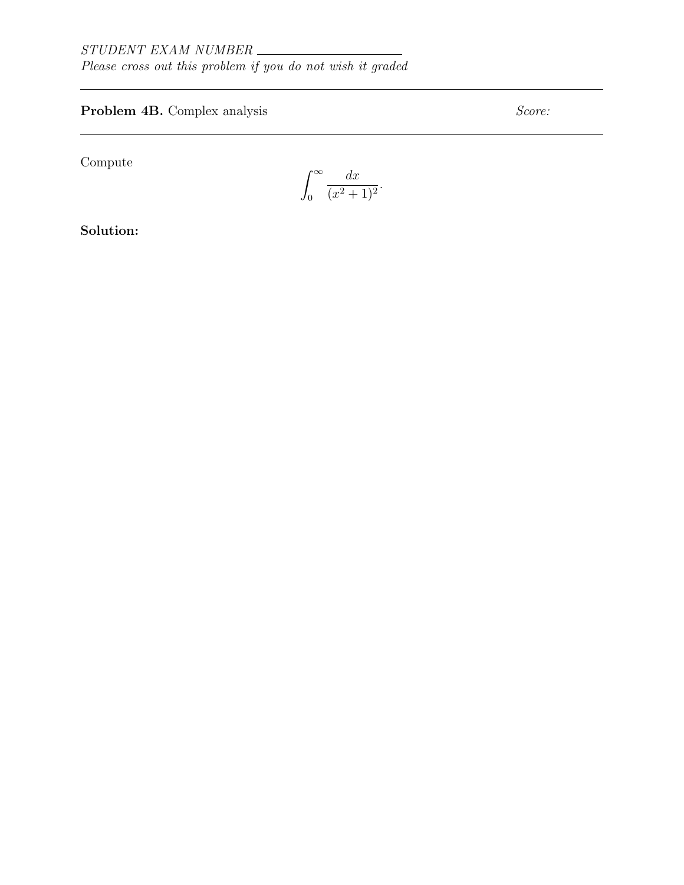*STUDENT EXAM NUMBER* \_\_\_\_\_\_\_\_\_\_\_\_\_\_\_\_\_\_\_\_\_\_

*Please cross out this problem if you do not wish it graded*

---

**Problem 4B.** Complex analysis *Score:*

---

Compute

$$\int_0^\infty \frac{dx}{(x^2+1)^2}.$$

**Solution:**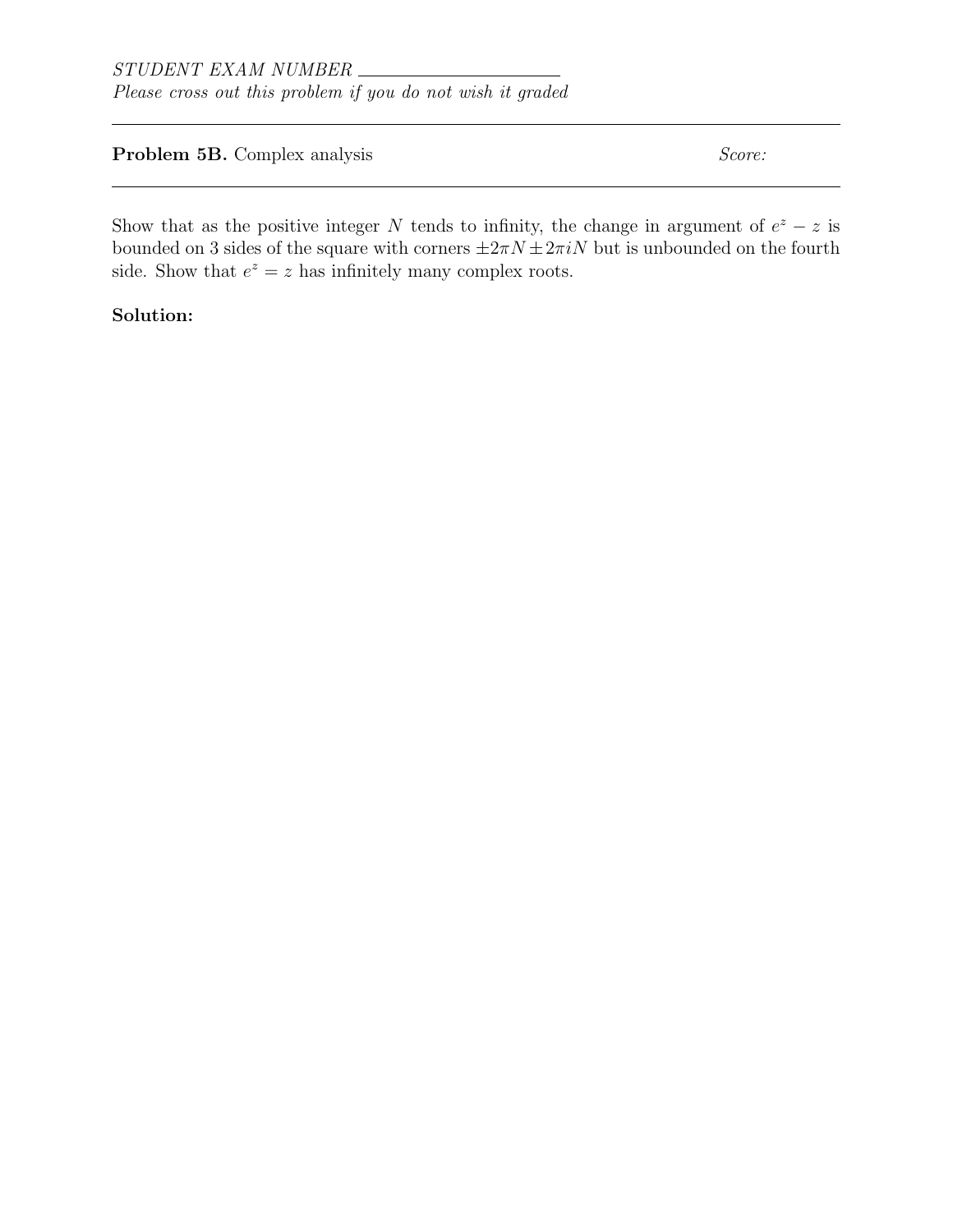*STUDENT EXAM NUMBER* \_\_\_\_\_\_\_\_\_\_\_\_\_\_\_\_\_\_\_\_

*Please cross out this problem if you do not wish it graded*

---

**Problem 5B.** Complex analysis *Score:*

---

Show that as the positive integer $N$ tends to infinity, the change in argument of $e^z - z$ is bounded on 3 sides of the square with corners $\pm 2\pi N \pm 2\pi i N$ but is unbounded on the fourth side. Show that $e^z = z$ has infinitely many complex roots.

**Solution:**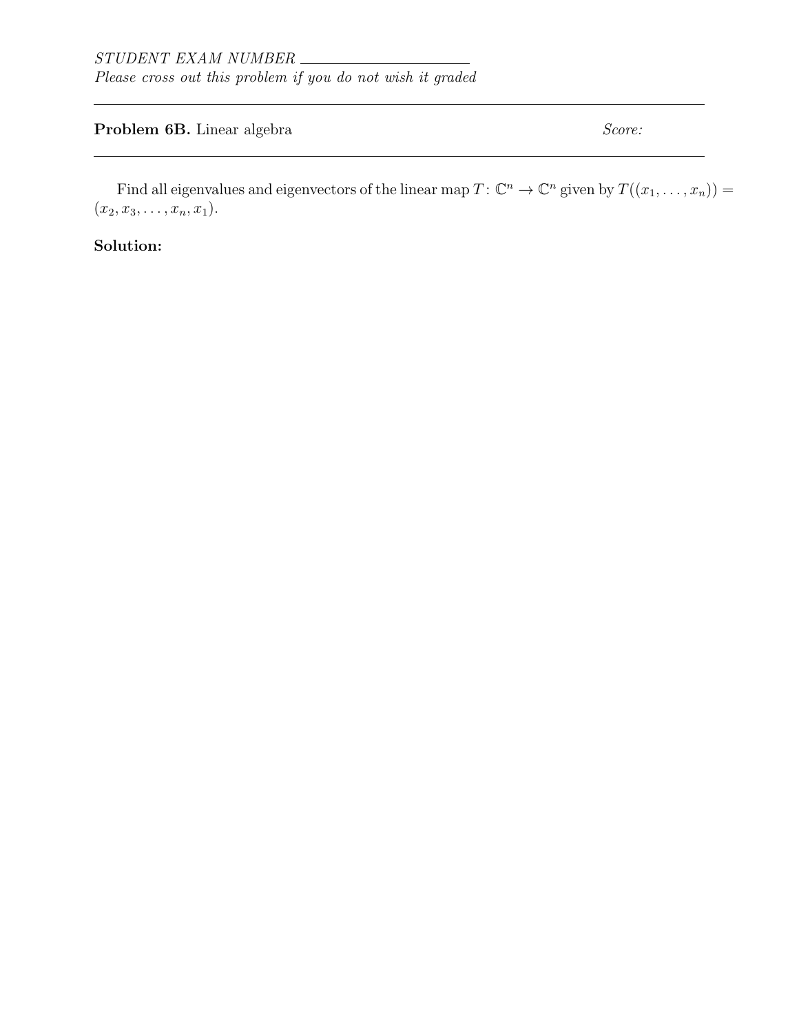*STUDENT EXAM NUMBER* \_\_\_\_\_\_\_\_\_\_\_\_\_\_\_\_\_\_\_\_

*Please cross out this problem if you do not wish it graded*

---

**Problem 6B.** Linear algebra *Score:*

---

Find all eigenvalues and eigenvectors of the linear map $T\colon \mathbb{C}^n \to \mathbb{C}^n$ given by $T((x_1, \dots, x_n)) = (x_2, x_3, \dots, x_n, x_1)$.

**Solution:**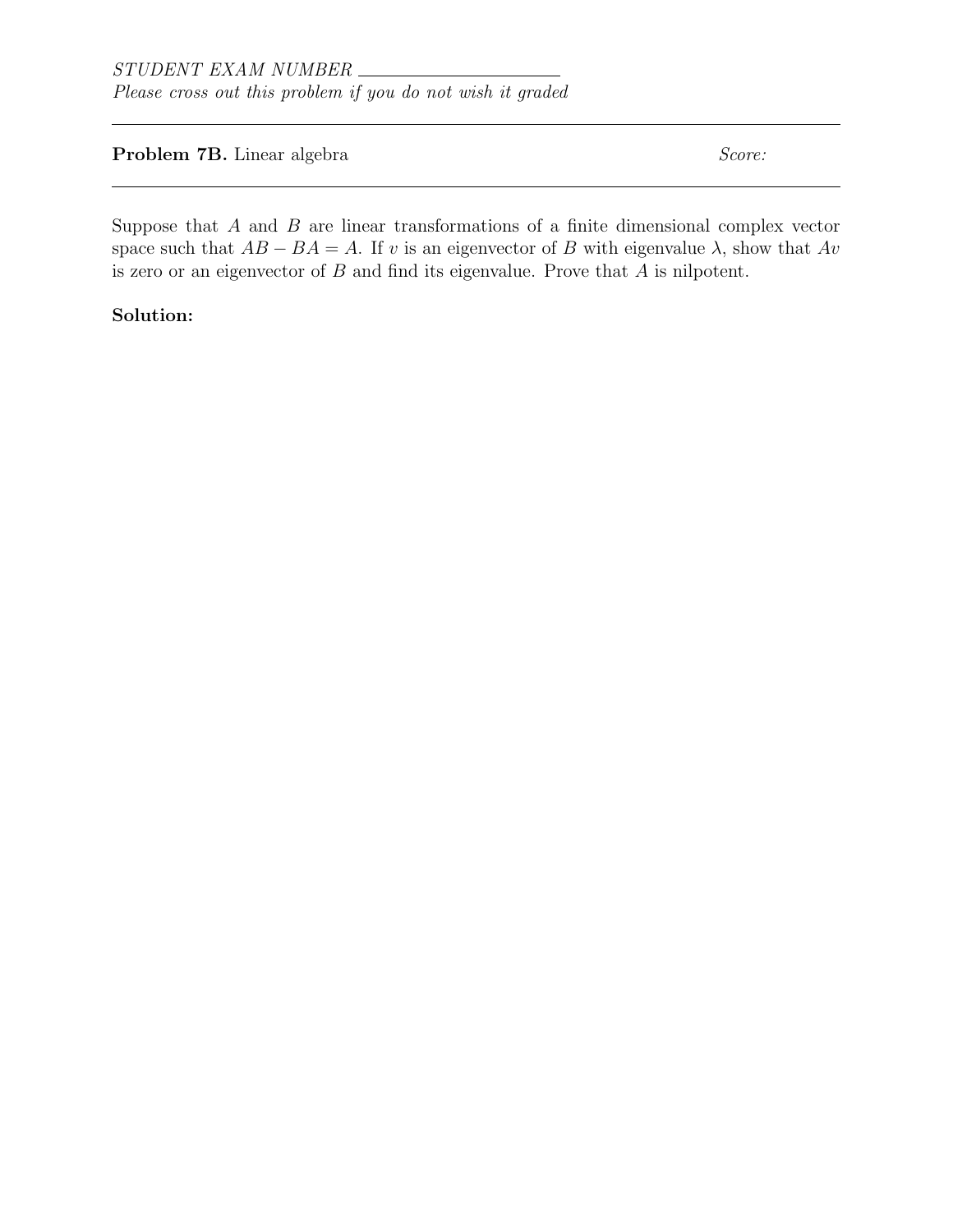*STUDENT EXAM NUMBER* \_\_\_\_\_\_\_\_\_\_\_\_\_\_\_\_\_\_\_\_

*Please cross out this problem if you do not wish it graded*

---

**Problem 7B.** Linear algebra *Score:*

---

Suppose that $A$ and $B$ are linear transformations of a finite dimensional complex vector space such that $AB - BA = A$. If $v$ is an eigenvector of $B$ with eigenvalue $\lambda$, show that $Av$ is zero or an eigenvector of $B$ and find its eigenvalue. Prove that $A$ is nilpotent.

**Solution:**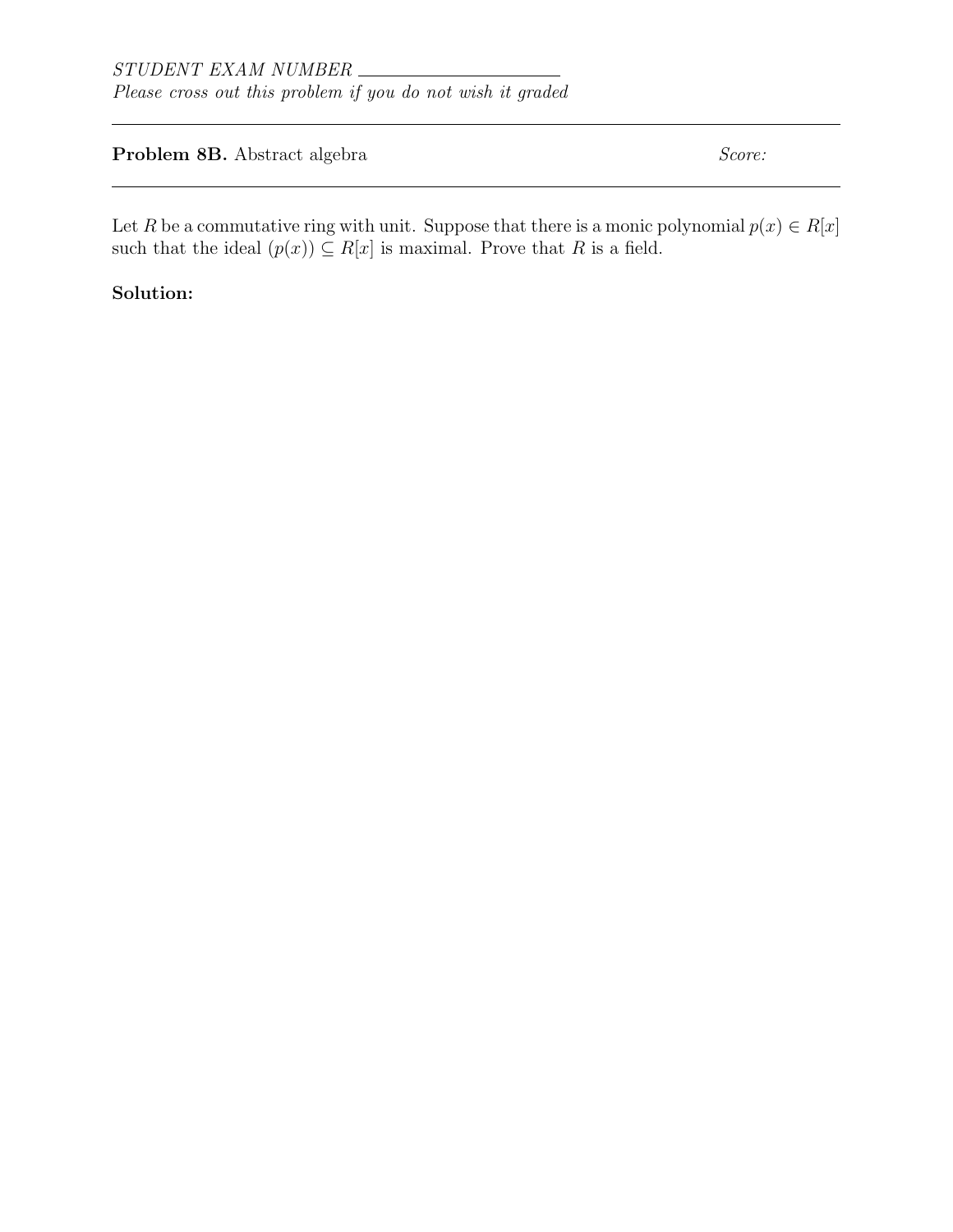*STUDENT EXAM NUMBER* \_\_\_\_\_\_\_\_\_\_\_\_\_\_\_\_\_\_\_\_\_\_

*Please cross out this problem if you do not wish it graded*

---

**Problem 8B.** Abstract algebra *Score:*

---

Let $R$ be a commutative ring with unit. Suppose that there is a monic polynomial $p(x) \in R[x]$ such that the ideal $(p(x)) \subseteq R[x]$ is maximal. Prove that $R$ is a field.

**Solution:**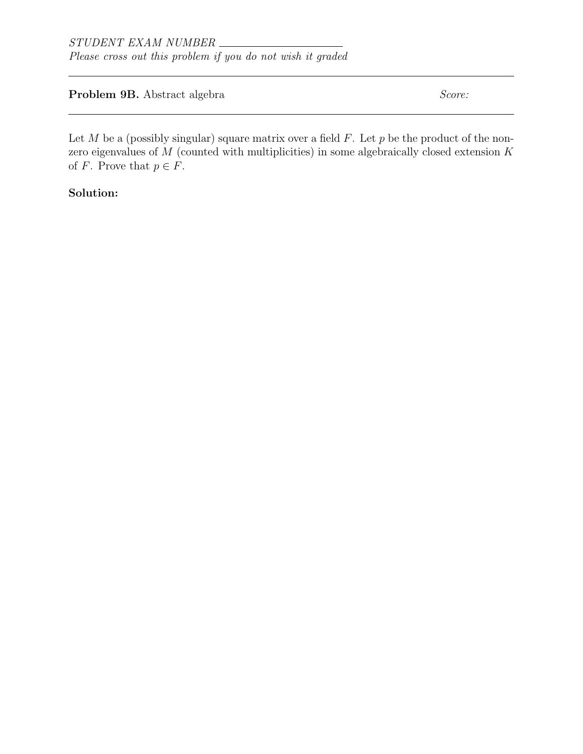*STUDENT EXAM NUMBER* \_\_\_\_\_\_\_\_\_\_\_\_\_\_\_\_\_\_\_\_

*Please cross out this problem if you do not wish it graded*

---

**Problem 9B.** Abstract algebra *Score:*

---

Let $M$ be a (possibly singular) square matrix over a field $F$. Let $p$ be the product of the non-zero eigenvalues of $M$ (counted with multiplicities) in some algebraically closed extension $K$ of $F$. Prove that $p \in F$.

**Solution:**